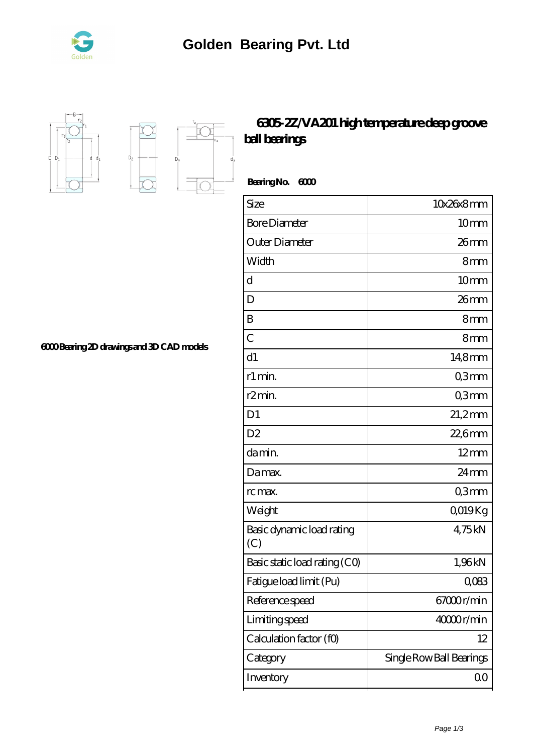# Golden Bearing Pvt. Ltd

## 6305-2Z/VA201 high temperature deep groove ball bearings

**Bearing No. 6000**

| | |
|---|---|
| Size | 10x26x8 mm |
| Bore Diameter | 10 mm |
| Outer Diameter | 26 mm |
| Width | 8 mm |
| d | 10 mm |
| D | 26 mm |
| B | 8 mm |
| C | 8 mm |
| d1 | 14,8 mm |
| r1 min. | 0,3 mm |
| r2 min. | 0,3 mm |
| D1 | 21,2 mm |
| D2 | 22,6 mm |
| da min. | 12 mm |
| Da max. | 24 mm |
| rc max. | 0,3 mm |
| Weight | 0,019 Kg |
| Basic dynamic load rating (C) | 4,75 kN |
| Basic static load rating (C0) | 1,96 kN |
| Fatigue load limit (Pu) | 0,083 |
| Reference speed | 67000 r/min |
| Limiting speed | 40000 r/min |
| Calculation factor (f0) | 12 |
| Category | Single Row Ball Bearings |
| Inventory | 0.0 |

**6000 Bearing 2D drawings and 3D CAD models**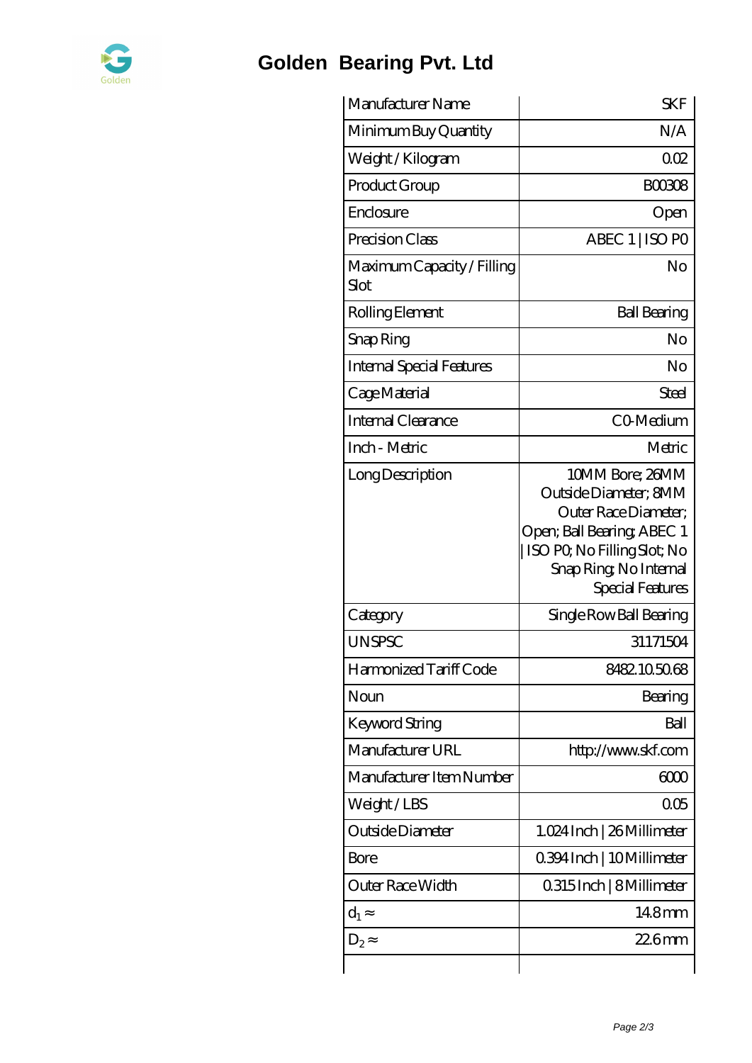# Golden Bearing Pvt. Ltd

| | |
|---|---|
| Manufacturer Name | SKF |
| Minimum Buy Quantity | N/A |
| Weight / Kilogram | 0.02 |
| Product Group | B00308 |
| Enclosure | Open |
| Precision Class | ABEC 1 \| ISO P0 |
| Maximum Capacity / Filling Slot | No |
| Rolling Element | Ball Bearing |
| Snap Ring | No |
| Internal Special Features | No |
| Cage Material | Steel |
| Internal Clearance | C0-Medium |
| Inch - Metric | Metric |
| Long Description | 10MM Bore; 26MM Outside Diameter; 8MM Outer Race Diameter; Open; Ball Bearing; ABEC 1 \| ISO P0; No Filling Slot; No Snap Ring; No Internal Special Features |
| Category | Single Row Ball Bearing |
| UNSPSC | 31171504 |
| Harmonized Tariff Code | 8482.10.50.68 |
| Noun | Bearing |
| Keyword String | Ball |
| Manufacturer URL | http://www.skf.com |
| Manufacturer Item Number | 6000 |
| Weight / LBS | 0.05 |
| Outside Diameter | 1.024 Inch \| 26 Millimeter |
| Bore | 0.394 Inch \| 10 Millimeter |
| Outer Race Width | 0.315 Inch \| 8 Millimeter |
| $d_1 \approx$ | 14.8 mm |
| $D_2 \approx$ | 22.6 mm |
| | |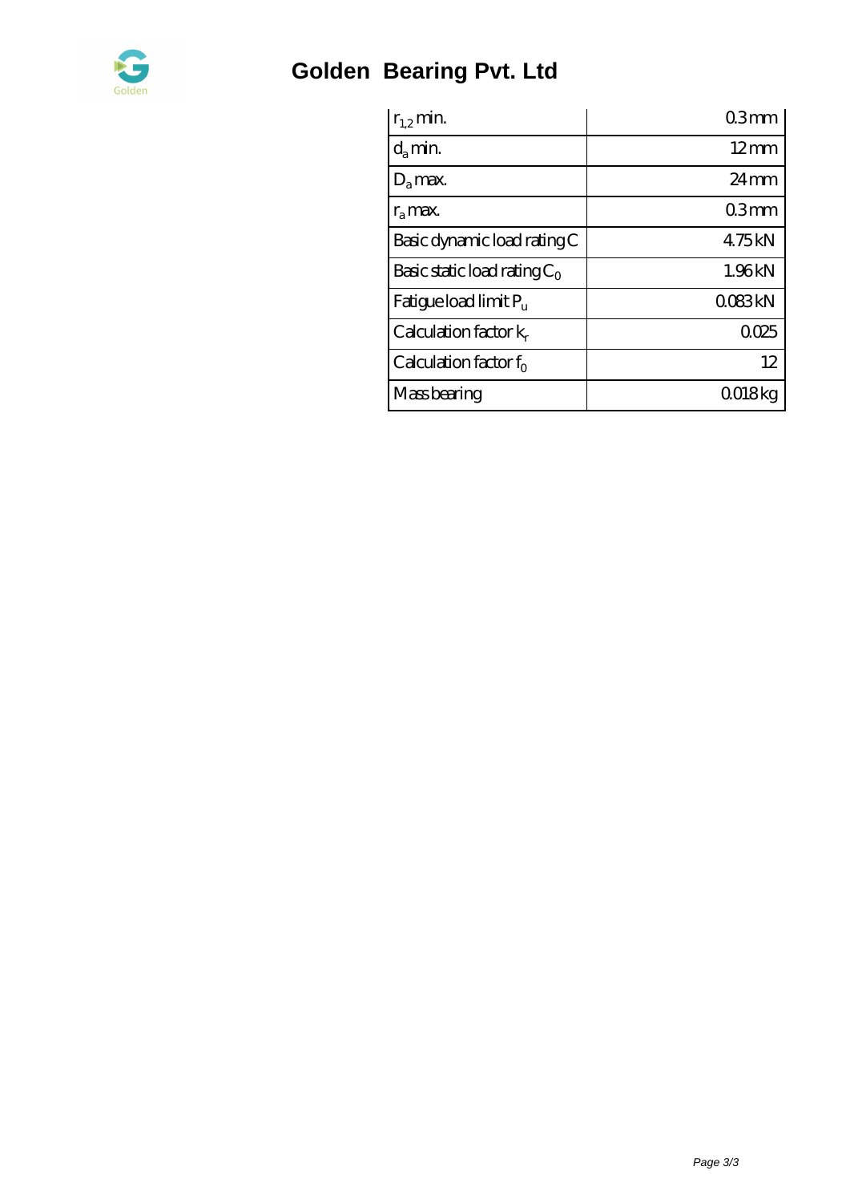| | |
|---|---|
| $r_{1,2}$ min. | 0.3 mm |
| $d_a$ min. | 12 mm |
| $D_a$ max. | 24 mm |
| $r_a$ max. | 0.3 mm |
| Basic dynamic load rating C | 4.75 kN |
| Basic static load rating $C_0$ | 1.96 kN |
| Fatigue load limit $P_u$ | 0.083 kN |
| Calculation factor $k_r$ | 0.025 |
| Calculation factor $f_0$ | 12 |
| Mass bearing | 0.018 kg |